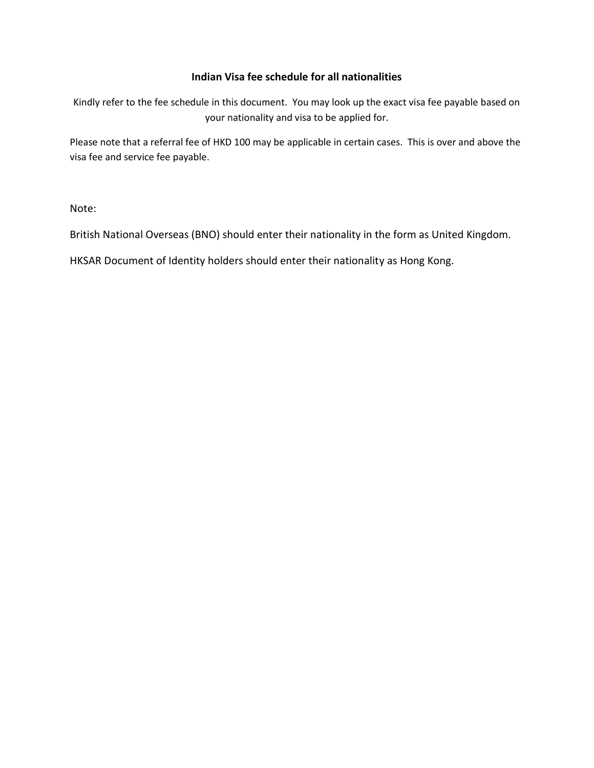# Indian Visa fee schedule for all nationalities

Kindly refer to the fee schedule in this document. You may look up the exact visa fee payable based on your nationality and visa to be applied for.

Please note that a referral fee of HKD 100 may be applicable in certain cases. This is over and above the visa fee and service fee payable.

Note:

British National Overseas (BNO) should enter their nationality in the form as United Kingdom.

HKSAR Document of Identity holders should enter their nationality as Hong Kong.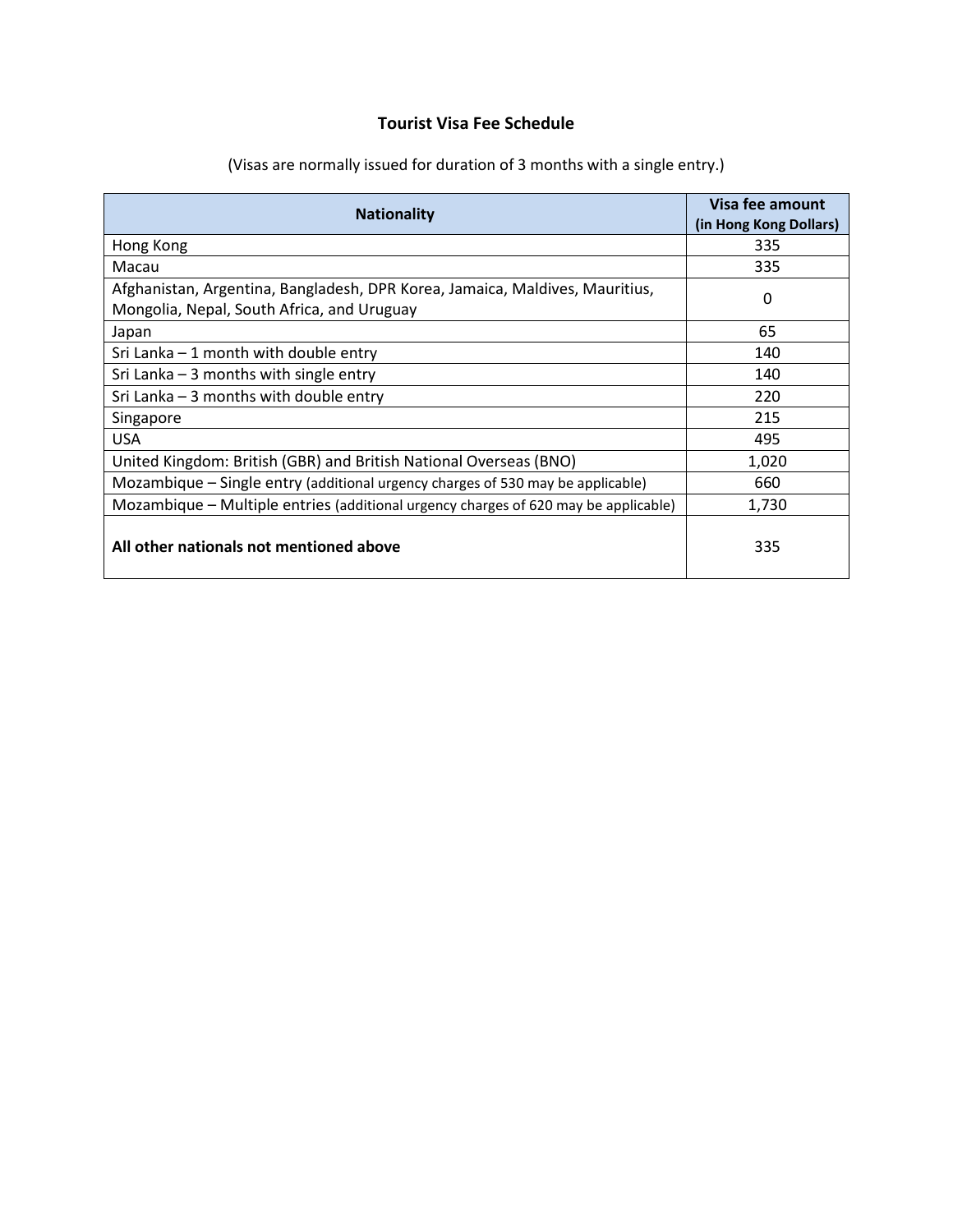**Tourist Visa Fee Schedule**

(Visas are normally issued for duration of 3 months with a single entry.)

| Nationality | Visa fee amount (in Hong Kong Dollars) |
|---|---|
| Hong Kong | 335 |
| Macau | 335 |
| Afghanistan, Argentina, Bangladesh, DPR Korea, Jamaica, Maldives, Mauritius, Mongolia, Nepal, South Africa, and Uruguay | 0 |
| Japan | 65 |
| Sri Lanka – 1 month with double entry | 140 |
| Sri Lanka – 3 months with single entry | 140 |
| Sri Lanka – 3 months with double entry | 220 |
| Singapore | 215 |
| USA | 495 |
| United Kingdom: British (GBR) and British National Overseas (BNO) | 1,020 |
| Mozambique – Single entry (additional urgency charges of 530 may be applicable) | 660 |
| Mozambique – Multiple entries (additional urgency charges of 620 may be applicable) | 1,730 |
| **All other nationals not mentioned above** | 335 |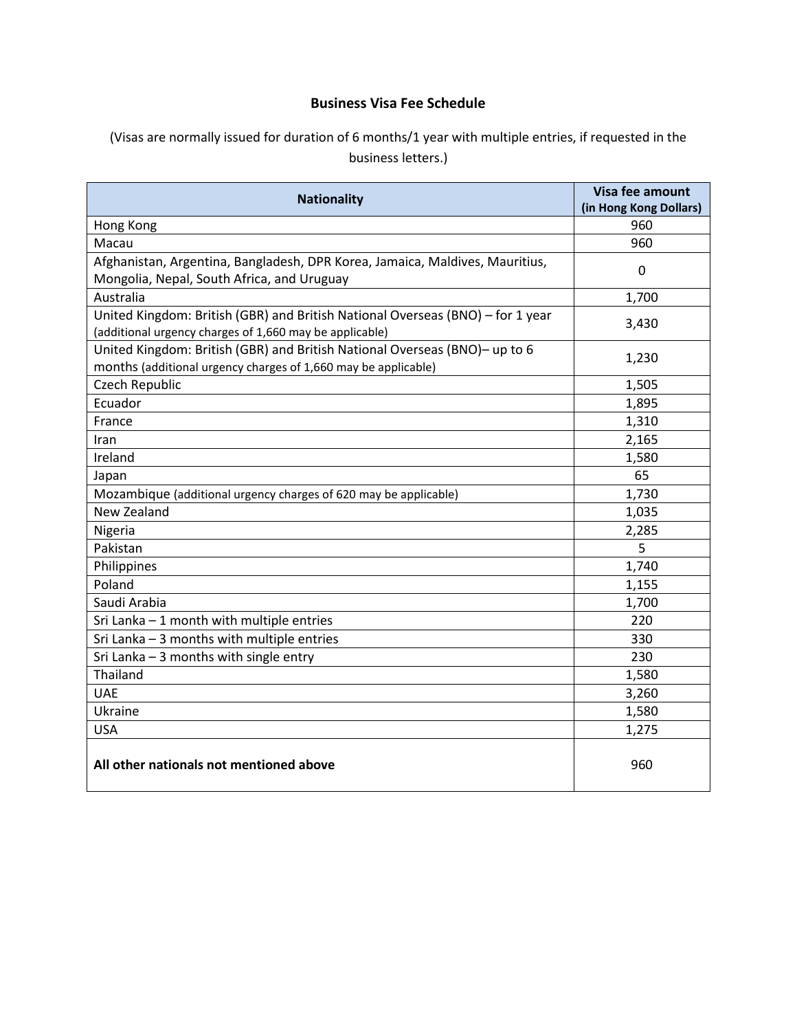## Business Visa Fee Schedule

(Visas are normally issued for duration of 6 months/1 year with multiple entries, if requested in the business letters.)

| Nationality | Visa fee amount (in Hong Kong Dollars) |
|---|---|
| Hong Kong | 960 |
| Macau | 960 |
| Afghanistan, Argentina, Bangladesh, DPR Korea, Jamaica, Maldives, Mauritius, Mongolia, Nepal, South Africa, and Uruguay | 0 |
| Australia | 1,700 |
| United Kingdom: British (GBR) and British National Overseas (BNO) – for 1 year (additional urgency charges of 1,660 may be applicable) | 3,430 |
| United Kingdom: British (GBR) and British National Overseas (BNO)– up to 6 months (additional urgency charges of 1,660 may be applicable) | 1,230 |
| Czech Republic | 1,505 |
| Ecuador | 1,895 |
| France | 1,310 |
| Iran | 2,165 |
| Ireland | 1,580 |
| Japan | 65 |
| Mozambique (additional urgency charges of 620 may be applicable) | 1,730 |
| New Zealand | 1,035 |
| Nigeria | 2,285 |
| Pakistan | 5 |
| Philippines | 1,740 |
| Poland | 1,155 |
| Saudi Arabia | 1,700 |
| Sri Lanka – 1 month with multiple entries | 220 |
| Sri Lanka – 3 months with multiple entries | 330 |
| Sri Lanka – 3 months with single entry | 230 |
| Thailand | 1,580 |
| UAE | 3,260 |
| Ukraine | 1,580 |
| USA | 1,275 |
| **All other nationals not mentioned above** | 960 |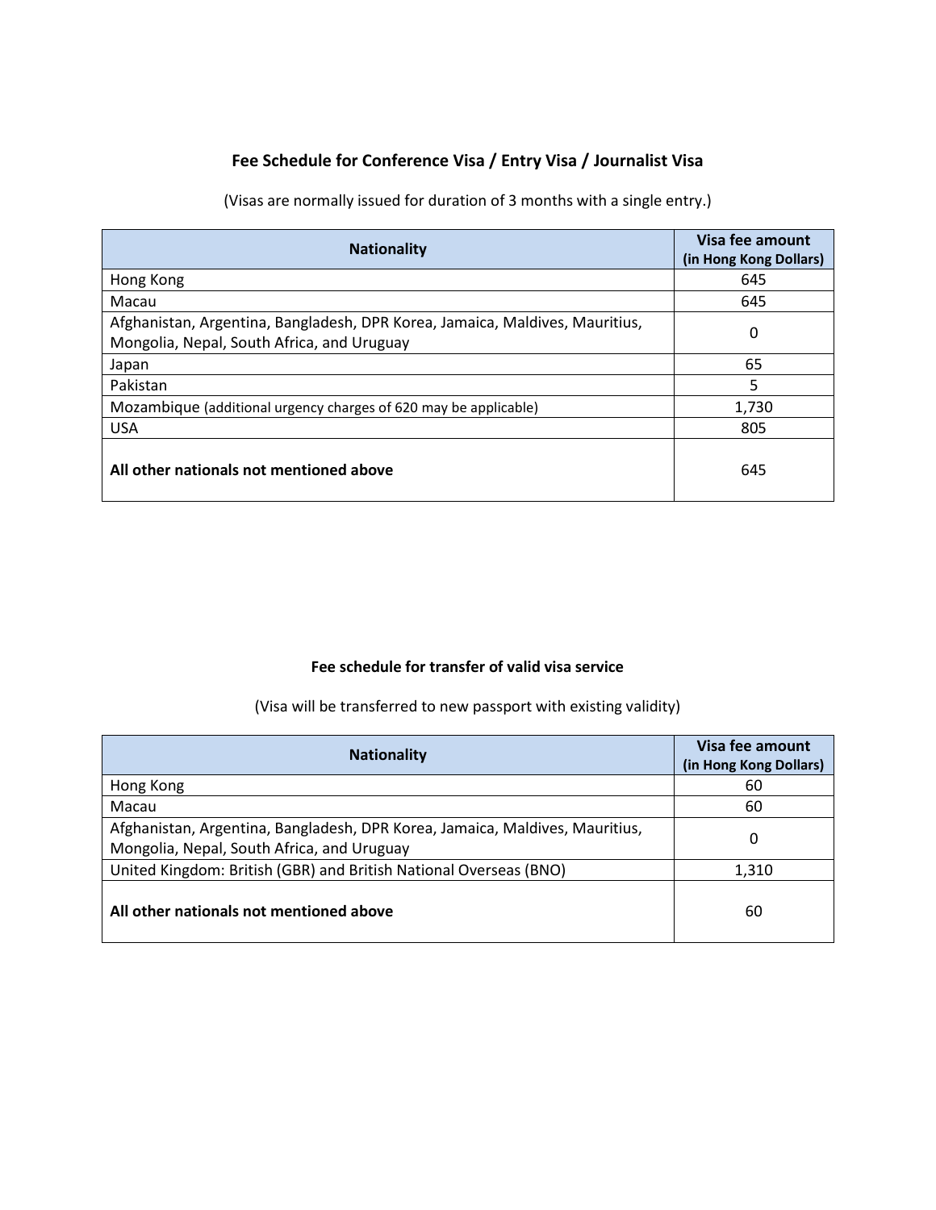## Fee Schedule for Conference Visa / Entry Visa / Journalist Visa

(Visas are normally issued for duration of 3 months with a single entry.)

| Nationality | Visa fee amount (in Hong Kong Dollars) |
|---|---|
| Hong Kong | 645 |
| Macau | 645 |
| Afghanistan, Argentina, Bangladesh, DPR Korea, Jamaica, Maldives, Mauritius, Mongolia, Nepal, South Africa, and Uruguay | 0 |
| Japan | 65 |
| Pakistan | 5 |
| Mozambique (additional urgency charges of 620 may be applicable) | 1,730 |
| USA | 805 |
| **All other nationals not mentioned above** | 645 |

### Fee schedule for transfer of valid visa service

(Visa will be transferred to new passport with existing validity)

| Nationality | Visa fee amount (in Hong Kong Dollars) |
|---|---|
| Hong Kong | 60 |
| Macau | 60 |
| Afghanistan, Argentina, Bangladesh, DPR Korea, Jamaica, Maldives, Mauritius, Mongolia, Nepal, South Africa, and Uruguay | 0 |
| United Kingdom: British (GBR) and British National Overseas (BNO) | 1,310 |
| **All other nationals not mentioned above** | 60 |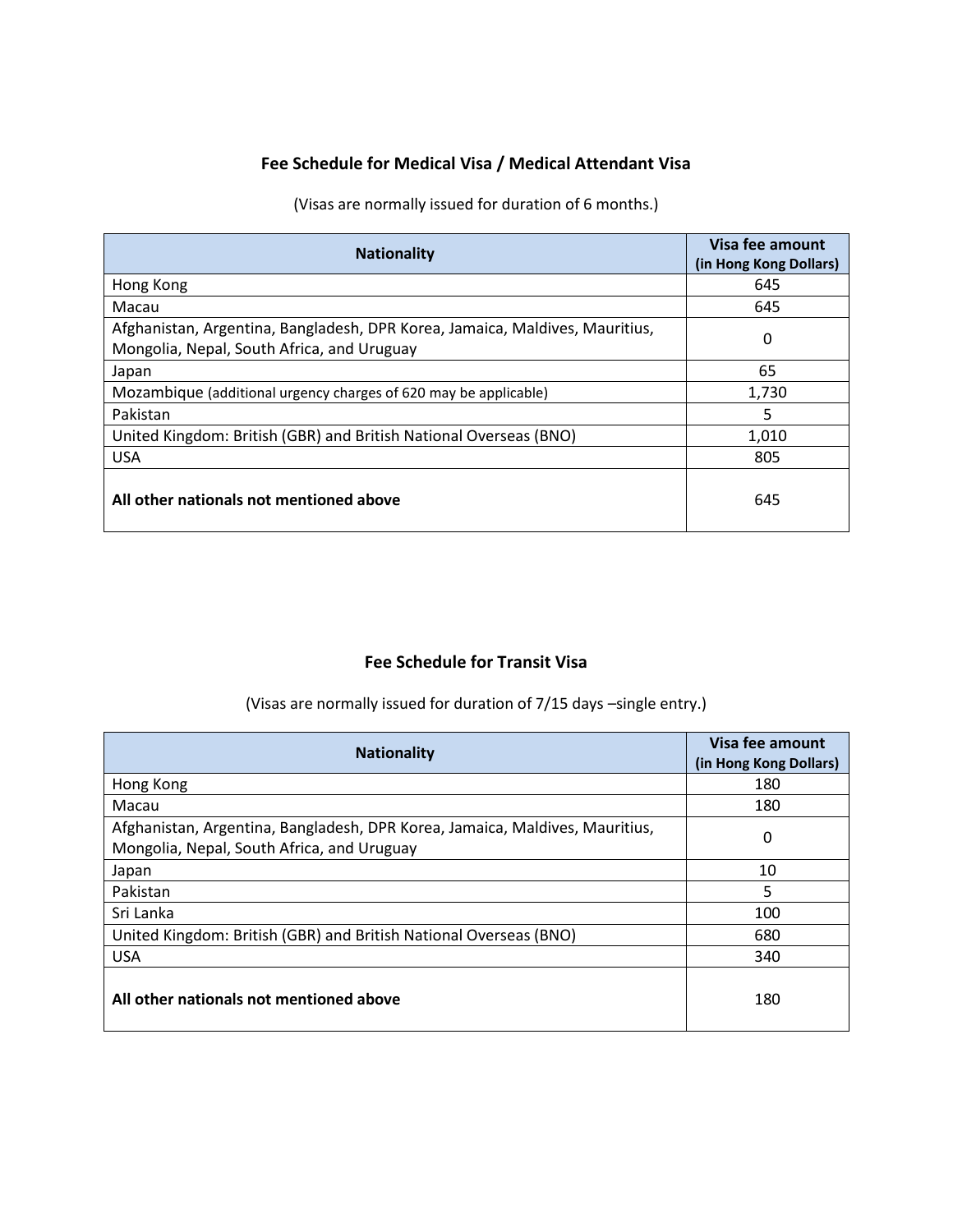## Fee Schedule for Medical Visa / Medical Attendant Visa

(Visas are normally issued for duration of 6 months.)

| Nationality | Visa fee amount (in Hong Kong Dollars) |
|---|---|
| Hong Kong | 645 |
| Macau | 645 |
| Afghanistan, Argentina, Bangladesh, DPR Korea, Jamaica, Maldives, Mauritius, Mongolia, Nepal, South Africa, and Uruguay | 0 |
| Japan | 65 |
| Mozambique (additional urgency charges of 620 may be applicable) | 1,730 |
| Pakistan | 5 |
| United Kingdom: British (GBR) and British National Overseas (BNO) | 1,010 |
| USA | 805 |
| **All other nationals not mentioned above** | 645 |

## Fee Schedule for Transit Visa

(Visas are normally issued for duration of 7/15 days –single entry.)

| Nationality | Visa fee amount (in Hong Kong Dollars) |
|---|---|
| Hong Kong | 180 |
| Macau | 180 |
| Afghanistan, Argentina, Bangladesh, DPR Korea, Jamaica, Maldives, Mauritius, Mongolia, Nepal, South Africa, and Uruguay | 0 |
| Japan | 10 |
| Pakistan | 5 |
| Sri Lanka | 100 |
| United Kingdom: British (GBR) and British National Overseas (BNO) | 680 |
| USA | 340 |
| **All other nationals not mentioned above** | 180 |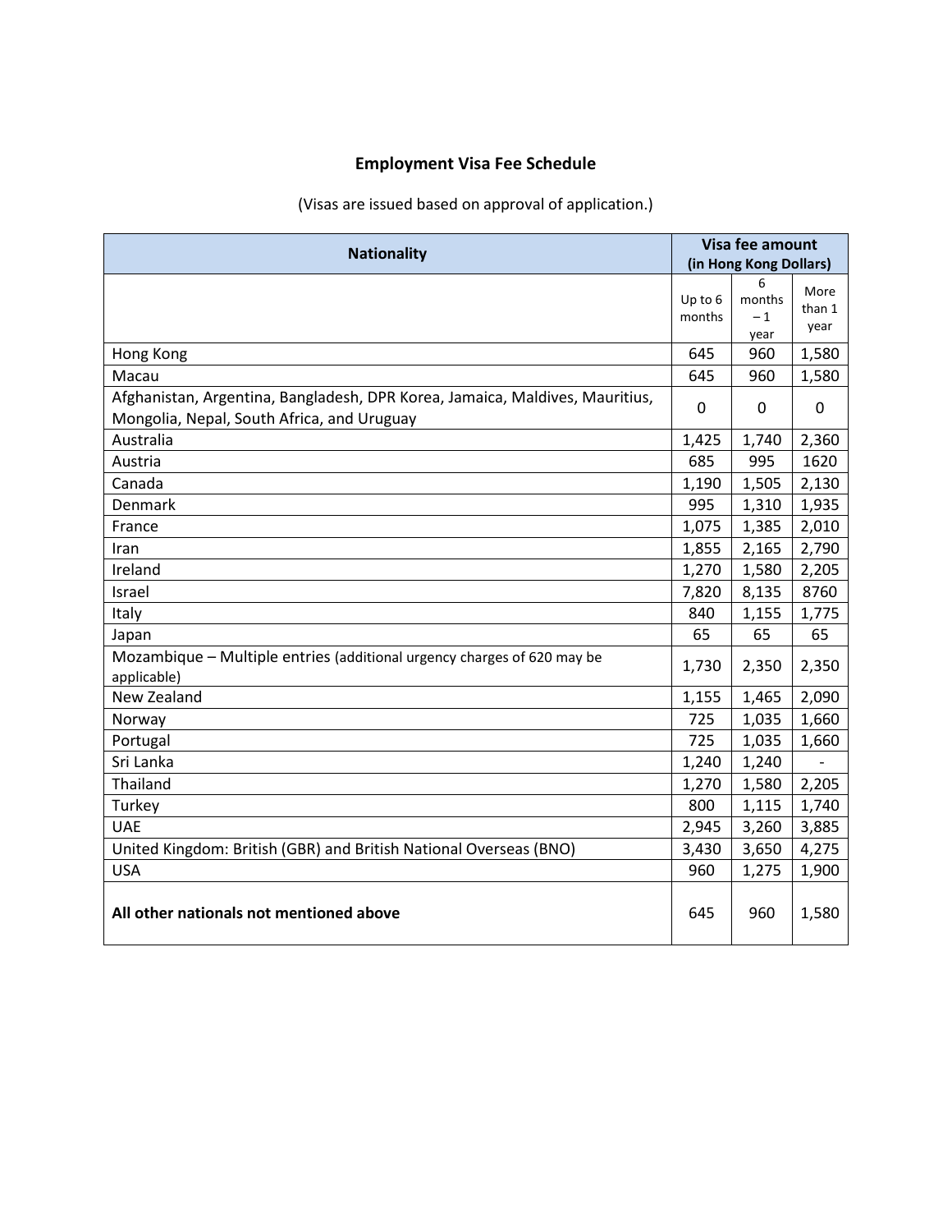## Employment Visa Fee Schedule

(Visas are issued based on approval of application.)

| Nationality | Visa fee amount (in Hong Kong Dollars) | | |
|---|---|---|---|
| | Up to 6 months | 6 months – 1 year | More than 1 year |
| Hong Kong | 645 | 960 | 1,580 |
| Macau | 645 | 960 | 1,580 |
| Afghanistan, Argentina, Bangladesh, DPR Korea, Jamaica, Maldives, Mauritius, Mongolia, Nepal, South Africa, and Uruguay | 0 | 0 | 0 |
| Australia | 1,425 | 1,740 | 2,360 |
| Austria | 685 | 995 | 1620 |
| Canada | 1,190 | 1,505 | 2,130 |
| Denmark | 995 | 1,310 | 1,935 |
| France | 1,075 | 1,385 | 2,010 |
| Iran | 1,855 | 2,165 | 2,790 |
| Ireland | 1,270 | 1,580 | 2,205 |
| Israel | 7,820 | 8,135 | 8760 |
| Italy | 840 | 1,155 | 1,775 |
| Japan | 65 | 65 | 65 |
| Mozambique – Multiple entries (additional urgency charges of 620 may be applicable) | 1,730 | 2,350 | 2,350 |
| New Zealand | 1,155 | 1,465 | 2,090 |
| Norway | 725 | 1,035 | 1,660 |
| Portugal | 725 | 1,035 | 1,660 |
| Sri Lanka | 1,240 | 1,240 | - |
| Thailand | 1,270 | 1,580 | 2,205 |
| Turkey | 800 | 1,115 | 1,740 |
| UAE | 2,945 | 3,260 | 3,885 |
| United Kingdom: British (GBR) and British National Overseas (BNO) | 3,430 | 3,650 | 4,275 |
| USA | 960 | 1,275 | 1,900 |
| **All other nationals not mentioned above** | 645 | 960 | 1,580 |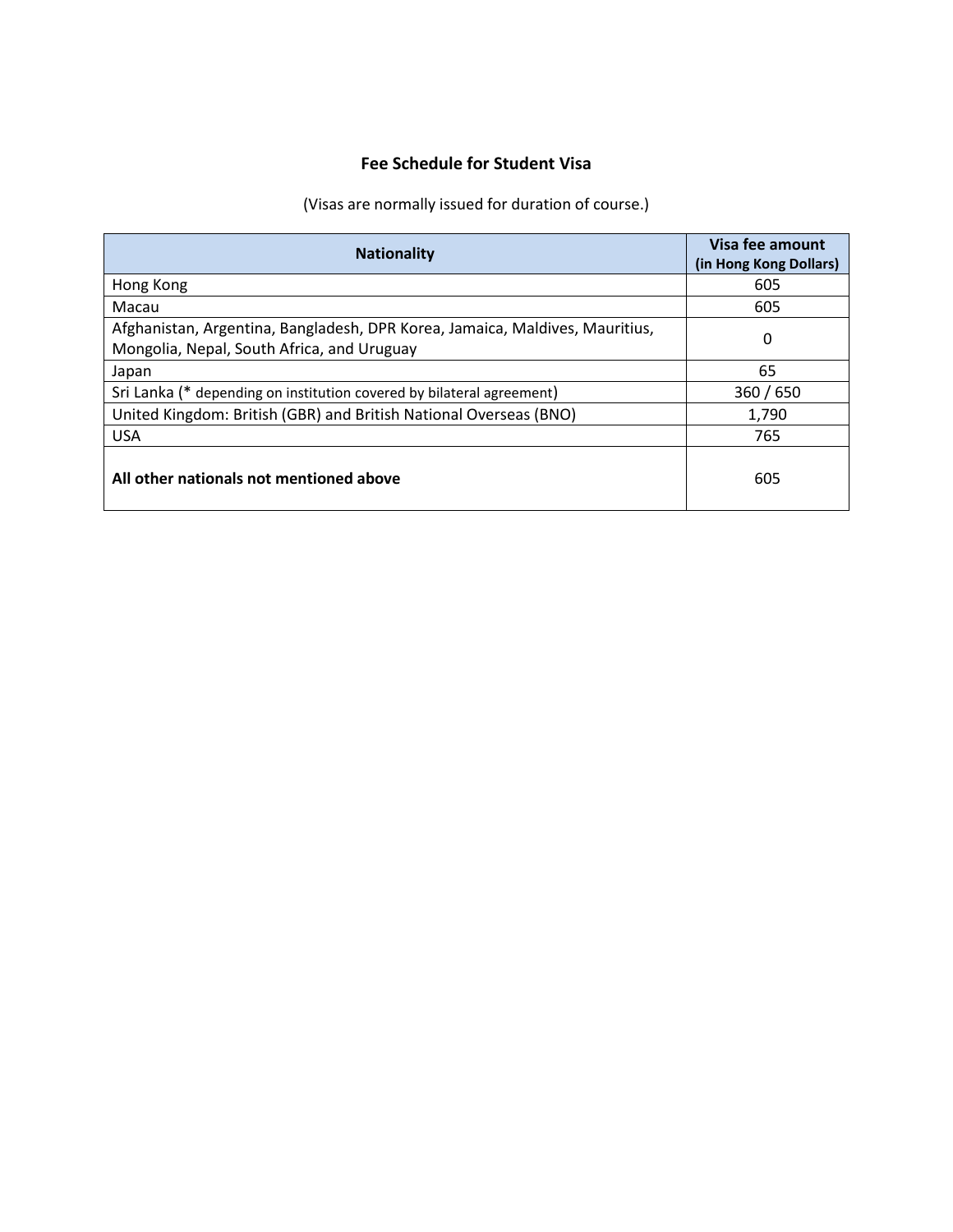## Fee Schedule for Student Visa

(Visas are normally issued for duration of course.)

| Nationality | Visa fee amount (in Hong Kong Dollars) |
|---|---|
| Hong Kong | 605 |
| Macau | 605 |
| Afghanistan, Argentina, Bangladesh, DPR Korea, Jamaica, Maldives, Mauritius, Mongolia, Nepal, South Africa, and Uruguay | 0 |
| Japan | 65 |
| Sri Lanka (* depending on institution covered by bilateral agreement) | 360 / 650 |
| United Kingdom: British (GBR) and British National Overseas (BNO) | 1,790 |
| USA | 765 |
| **All other nationals not mentioned above** | 605 |